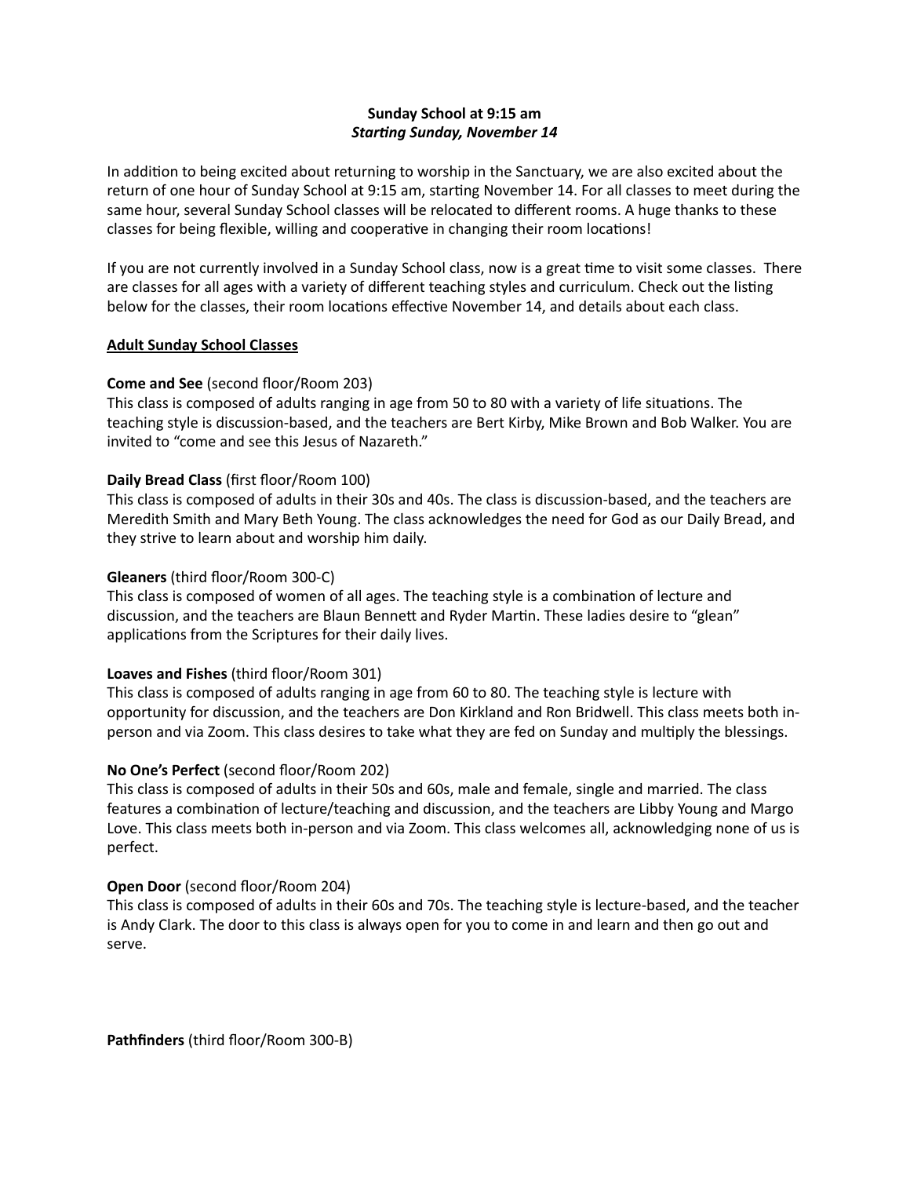**Sunday School at 9:15 am**
***Starting Sunday, November 14***

In addition to being excited about returning to worship in the Sanctuary, we are also excited about the return of one hour of Sunday School at 9:15 am, starting November 14. For all classes to meet during the same hour, several Sunday School classes will be relocated to different rooms. A huge thanks to these classes for being flexible, willing and cooperative in changing their room locations!

If you are not currently involved in a Sunday School class, now is a great time to visit some classes. There are classes for all ages with a variety of different teaching styles and curriculum. Check out the listing below for the classes, their room locations effective November 14, and details about each class.

## Adult Sunday School Classes

**Come and See** (second floor/Room 203)
This class is composed of adults ranging in age from 50 to 80 with a variety of life situations. The teaching style is discussion-based, and the teachers are Bert Kirby, Mike Brown and Bob Walker. You are invited to "come and see this Jesus of Nazareth."

**Daily Bread Class** (first floor/Room 100)
This class is composed of adults in their 30s and 40s. The class is discussion-based, and the teachers are Meredith Smith and Mary Beth Young. The class acknowledges the need for God as our Daily Bread, and they strive to learn about and worship him daily.

**Gleaners** (third floor/Room 300-C)
This class is composed of women of all ages. The teaching style is a combination of lecture and discussion, and the teachers are Blaun Bennett and Ryder Martin. These ladies desire to "glean" applications from the Scriptures for their daily lives.

**Loaves and Fishes** (third floor/Room 301)
This class is composed of adults ranging in age from 60 to 80. The teaching style is lecture with opportunity for discussion, and the teachers are Don Kirkland and Ron Bridwell. This class meets both in-person and via Zoom. This class desires to take what they are fed on Sunday and multiply the blessings.

**No One's Perfect** (second floor/Room 202)
This class is composed of adults in their 50s and 60s, male and female, single and married. The class features a combination of lecture/teaching and discussion, and the teachers are Libby Young and Margo Love. This class meets both in-person and via Zoom. This class welcomes all, acknowledging none of us is perfect.

**Open Door** (second floor/Room 204)
This class is composed of adults in their 60s and 70s. The teaching style is lecture-based, and the teacher is Andy Clark. The door to this class is always open for you to come in and learn and then go out and serve.

**Pathfinders** (third floor/Room 300-B)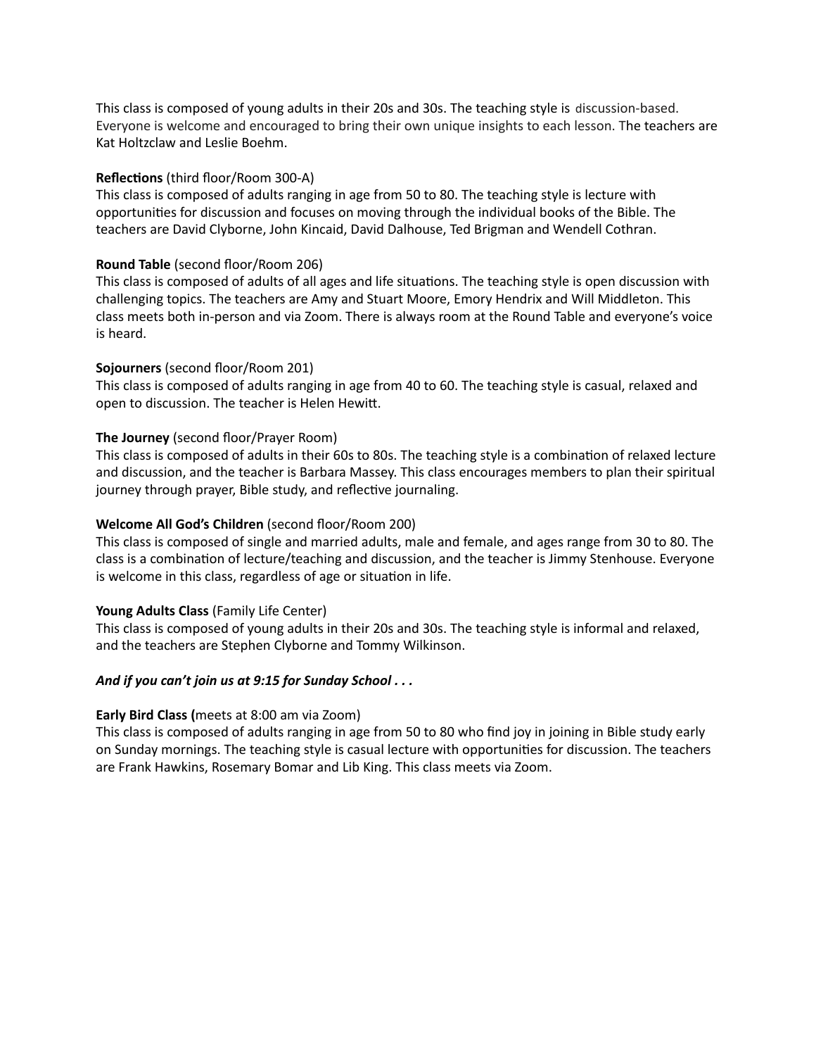This class is composed of young adults in their 20s and 30s. The teaching style is discussion-based. Everyone is welcome and encouraged to bring their own unique insights to each lesson. The teachers are Kat Holtzclaw and Leslie Boehm.

**Reflections** (third floor/Room 300-A)
This class is composed of adults ranging in age from 50 to 80. The teaching style is lecture with opportunities for discussion and focuses on moving through the individual books of the Bible. The teachers are David Clyborne, John Kincaid, David Dalhouse, Ted Brigman and Wendell Cothran.

**Round Table** (second floor/Room 206)
This class is composed of adults of all ages and life situations. The teaching style is open discussion with challenging topics. The teachers are Amy and Stuart Moore, Emory Hendrix and Will Middleton. This class meets both in-person and via Zoom. There is always room at the Round Table and everyone's voice is heard.

**Sojourners** (second floor/Room 201)
This class is composed of adults ranging in age from 40 to 60. The teaching style is casual, relaxed and open to discussion. The teacher is Helen Hewitt.

**The Journey** (second floor/Prayer Room)
This class is composed of adults in their 60s to 80s. The teaching style is a combination of relaxed lecture and discussion, and the teacher is Barbara Massey. This class encourages members to plan their spiritual journey through prayer, Bible study, and reflective journaling.

**Welcome All God's Children** (second floor/Room 200)
This class is composed of single and married adults, male and female, and ages range from 30 to 80. The class is a combination of lecture/teaching and discussion, and the teacher is Jimmy Stenhouse. Everyone is welcome in this class, regardless of age or situation in life.

**Young Adults Class** (Family Life Center)
This class is composed of young adults in their 20s and 30s. The teaching style is informal and relaxed, and the teachers are Stephen Clyborne and Tommy Wilkinson.

***And if you can't join us at 9:15 for Sunday School . . .***

**Early Bird Class (**meets at 8:00 am via Zoom)
This class is composed of adults ranging in age from 50 to 80 who find joy in joining in Bible study early on Sunday mornings. The teaching style is casual lecture with opportunities for discussion. The teachers are Frank Hawkins, Rosemary Bomar and Lib King. This class meets via Zoom.